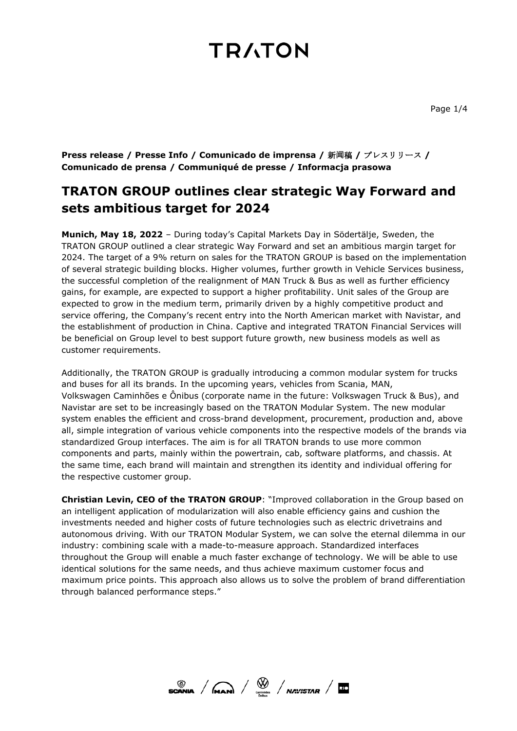**Press release / Presse Info / Comunicado de imprensa / 新闻稿 / プレスリリース / Comunicado de prensa / Communiqué de presse / Informacja prasowa**

# TRATON GROUP outlines clear strategic Way Forward and sets ambitious target for 2024

**Munich, May 18, 2022** – During today's Capital Markets Day in Södertälje, Sweden, the TRATON GROUP outlined a clear strategic Way Forward and set an ambitious margin target for 2024. The target of a 9% return on sales for the TRATON GROUP is based on the implementation of several strategic building blocks. Higher volumes, further growth in Vehicle Services business, the successful completion of the realignment of MAN Truck & Bus as well as further efficiency gains, for example, are expected to support a higher profitability. Unit sales of the Group are expected to grow in the medium term, primarily driven by a highly competitive product and service offering, the Company's recent entry into the North American market with Navistar, and the establishment of production in China. Captive and integrated TRATON Financial Services will be beneficial on Group level to best support future growth, new business models as well as customer requirements.

Additionally, the TRATON GROUP is gradually introducing a common modular system for trucks and buses for all its brands. In the upcoming years, vehicles from Scania, MAN, Volkswagen Caminhões e Ônibus (corporate name in the future: Volkswagen Truck & Bus), and Navistar are set to be increasingly based on the TRATON Modular System. The new modular system enables the efficient and cross-brand development, procurement, production and, above all, simple integration of various vehicle components into the respective models of the brands via standardized Group interfaces. The aim is for all TRATON brands to use more common components and parts, mainly within the powertrain, cab, software platforms, and chassis. At the same time, each brand will maintain and strengthen its identity and individual offering for the respective customer group.

**Christian Levin, CEO of the TRATON GROUP**: "Improved collaboration in the Group based on an intelligent application of modularization will also enable efficiency gains and cushion the investments needed and higher costs of future technologies such as electric drivetrains and autonomous driving. With our TRATON Modular System, we can solve the eternal dilemma in our industry: combining scale with a made-to-measure approach. Standardized interfaces throughout the Group will enable a much faster exchange of technology. We will be able to use identical solutions for the same needs, and thus achieve maximum customer focus and maximum price points. This approach also allows us to solve the problem of brand differentiation through balanced performance steps."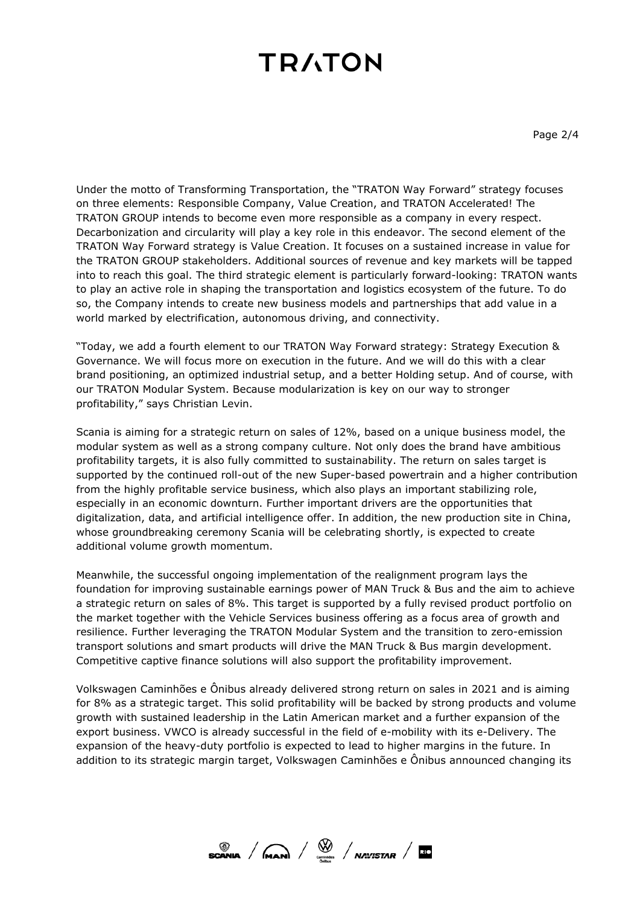Under the motto of Transforming Transportation, the "TRATON Way Forward" strategy focuses on three elements: Responsible Company, Value Creation, and TRATON Accelerated! The TRATON GROUP intends to become even more responsible as a company in every respect. Decarbonization and circularity will play a key role in this endeavor. The second element of the TRATON Way Forward strategy is Value Creation. It focuses on a sustained increase in value for the TRATON GROUP stakeholders. Additional sources of revenue and key markets will be tapped into to reach this goal. The third strategic element is particularly forward-looking: TRATON wants to play an active role in shaping the transportation and logistics ecosystem of the future. To do so, the Company intends to create new business models and partnerships that add value in a world marked by electrification, autonomous driving, and connectivity.

"Today, we add a fourth element to our TRATON Way Forward strategy: Strategy Execution & Governance. We will focus more on execution in the future. And we will do this with a clear brand positioning, an optimized industrial setup, and a better Holding setup. And of course, with our TRATON Modular System. Because modularization is key on our way to stronger profitability," says Christian Levin.

Scania is aiming for a strategic return on sales of 12%, based on a unique business model, the modular system as well as a strong company culture. Not only does the brand have ambitious profitability targets, it is also fully committed to sustainability. The return on sales target is supported by the continued roll-out of the new Super-based powertrain and a higher contribution from the highly profitable service business, which also plays an important stabilizing role, especially in an economic downturn. Further important drivers are the opportunities that digitalization, data, and artificial intelligence offer. In addition, the new production site in China, whose groundbreaking ceremony Scania will be celebrating shortly, is expected to create additional volume growth momentum.

Meanwhile, the successful ongoing implementation of the realignment program lays the foundation for improving sustainable earnings power of MAN Truck & Bus and the aim to achieve a strategic return on sales of 8%. This target is supported by a fully revised product portfolio on the market together with the Vehicle Services business offering as a focus area of growth and resilience. Further leveraging the TRATON Modular System and the transition to zero-emission transport solutions and smart products will drive the MAN Truck & Bus margin development. Competitive captive finance solutions will also support the profitability improvement.

Volkswagen Caminhões e Ônibus already delivered strong return on sales in 2021 and is aiming for 8% as a strategic target. This solid profitability will be backed by strong products and volume growth with sustained leadership in the Latin American market and a further expansion of the export business. VWCO is already successful in the field of e-mobility with its e-Delivery. The expansion of the heavy-duty portfolio is expected to lead to higher margins in the future. In addition to its strategic margin target, Volkswagen Caminhões e Ônibus announced changing its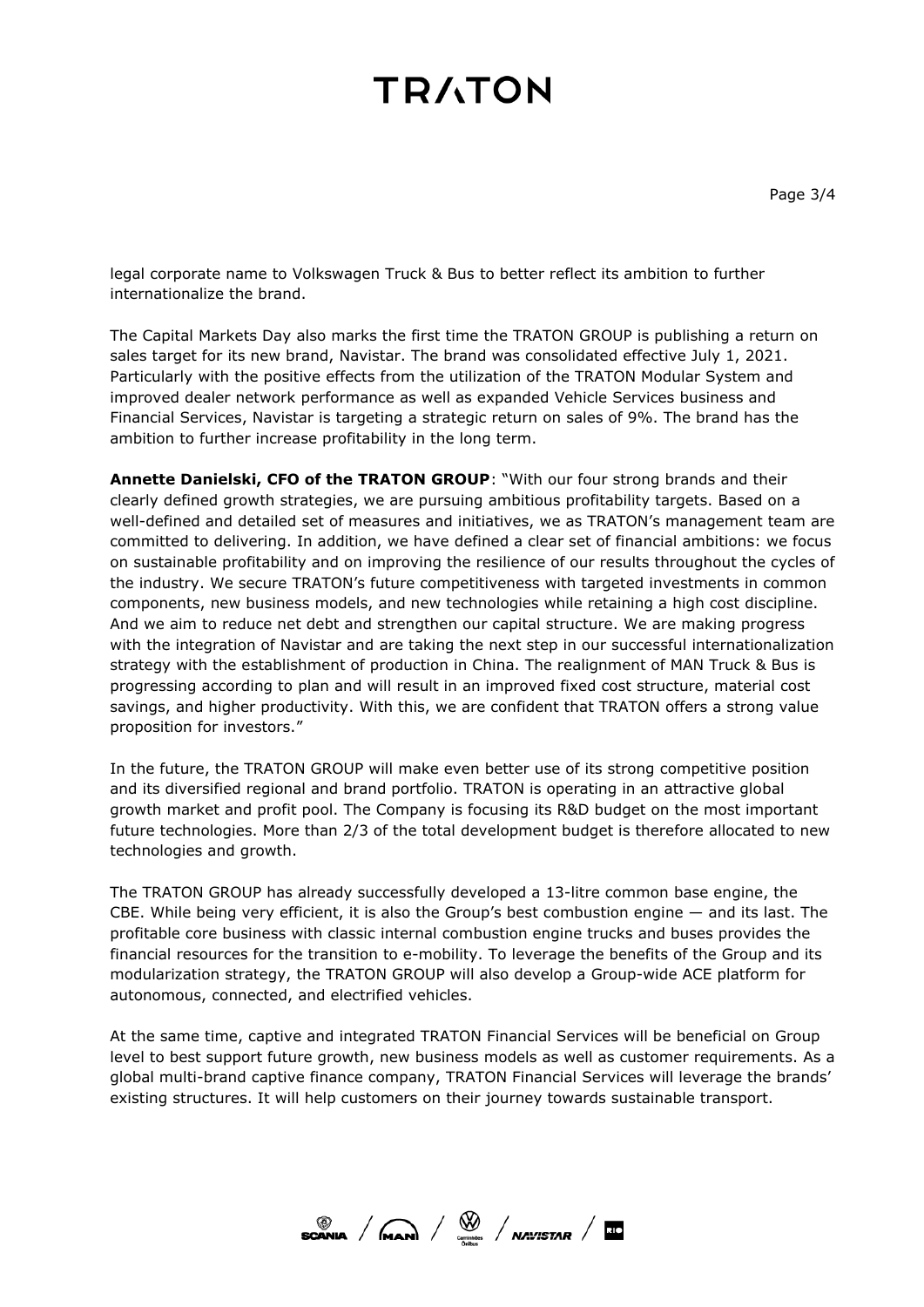legal corporate name to Volkswagen Truck & Bus to better reflect its ambition to further internationalize the brand.

The Capital Markets Day also marks the first time the TRATON GROUP is publishing a return on sales target for its new brand, Navistar. The brand was consolidated effective July 1, 2021. Particularly with the positive effects from the utilization of the TRATON Modular System and improved dealer network performance as well as expanded Vehicle Services business and Financial Services, Navistar is targeting a strategic return on sales of 9%. The brand has the ambition to further increase profitability in the long term.

**Annette Danielski, CFO of the TRATON GROUP**: "With our four strong brands and their clearly defined growth strategies, we are pursuing ambitious profitability targets. Based on a well-defined and detailed set of measures and initiatives, we as TRATON's management team are committed to delivering. In addition, we have defined a clear set of financial ambitions: we focus on sustainable profitability and on improving the resilience of our results throughout the cycles of the industry. We secure TRATON's future competitiveness with targeted investments in common components, new business models, and new technologies while retaining a high cost discipline. And we aim to reduce net debt and strengthen our capital structure. We are making progress with the integration of Navistar and are taking the next step in our successful internationalization strategy with the establishment of production in China. The realignment of MAN Truck & Bus is progressing according to plan and will result in an improved fixed cost structure, material cost savings, and higher productivity. With this, we are confident that TRATON offers a strong value proposition for investors."

In the future, the TRATON GROUP will make even better use of its strong competitive position and its diversified regional and brand portfolio. TRATON is operating in an attractive global growth market and profit pool. The Company is focusing its R&D budget on the most important future technologies. More than 2/3 of the total development budget is therefore allocated to new technologies and growth.

The TRATON GROUP has already successfully developed a 13-litre common base engine, the CBE. While being very efficient, it is also the Group's best combustion engine — and its last. The profitable core business with classic internal combustion engine trucks and buses provides the financial resources for the transition to e-mobility. To leverage the benefits of the Group and its modularization strategy, the TRATON GROUP will also develop a Group-wide ACE platform for autonomous, connected, and electrified vehicles.

At the same time, captive and integrated TRATON Financial Services will be beneficial on Group level to best support future growth, new business models as well as customer requirements. As a global multi-brand captive finance company, TRATON Financial Services will leverage the brands' existing structures. It will help customers on their journey towards sustainable transport.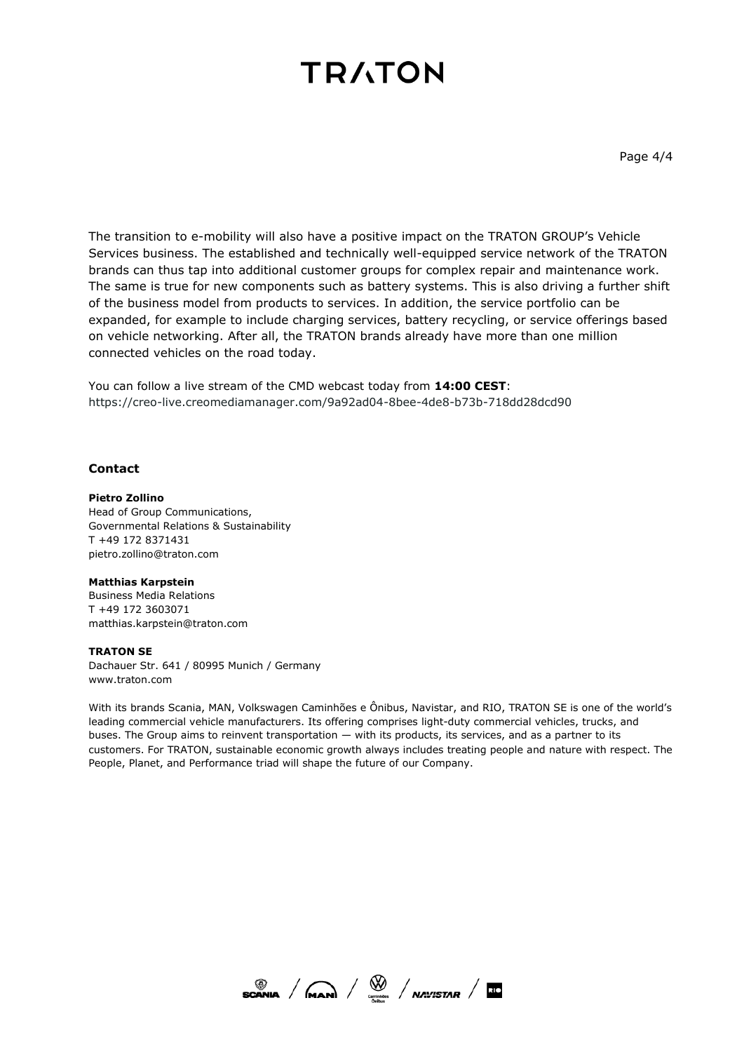The transition to e-mobility will also have a positive impact on the TRATON GROUP's Vehicle Services business. The established and technically well-equipped service network of the TRATON brands can thus tap into additional customer groups for complex repair and maintenance work. The same is true for new components such as battery systems. This is also driving a further shift of the business model from products to services. In addition, the service portfolio can be expanded, for example to include charging services, battery recycling, or service offerings based on vehicle networking. After all, the TRATON brands already have more than one million connected vehicles on the road today.

You can follow a live stream of the CMD webcast today from **14:00 CEST**:
https://creo-live.creomediamanager.com/9a92ad04-8bee-4de8-b73b-718dd28dcd90

### Contact

**Pietro Zollino**
Head of Group Communications,
Governmental Relations & Sustainability
T +49 172 8371431
pietro.zollino@traton.com

**Matthias Karpstein**
Business Media Relations
T +49 172 3603071
matthias.karpstein@traton.com

**TRATON SE**
Dachauer Str. 641 / 80995 Munich / Germany
www.traton.com

With its brands Scania, MAN, Volkswagen Caminhões e Ônibus, Navistar, and RIO, TRATON SE is one of the world's leading commercial vehicle manufacturers. Its offering comprises light-duty commercial vehicles, trucks, and buses. The Group aims to reinvent transportation — with its products, its services, and as a partner to its customers. For TRATON, sustainable economic growth always includes treating people and nature with respect. The People, Planet, and Performance triad will shape the future of our Company.